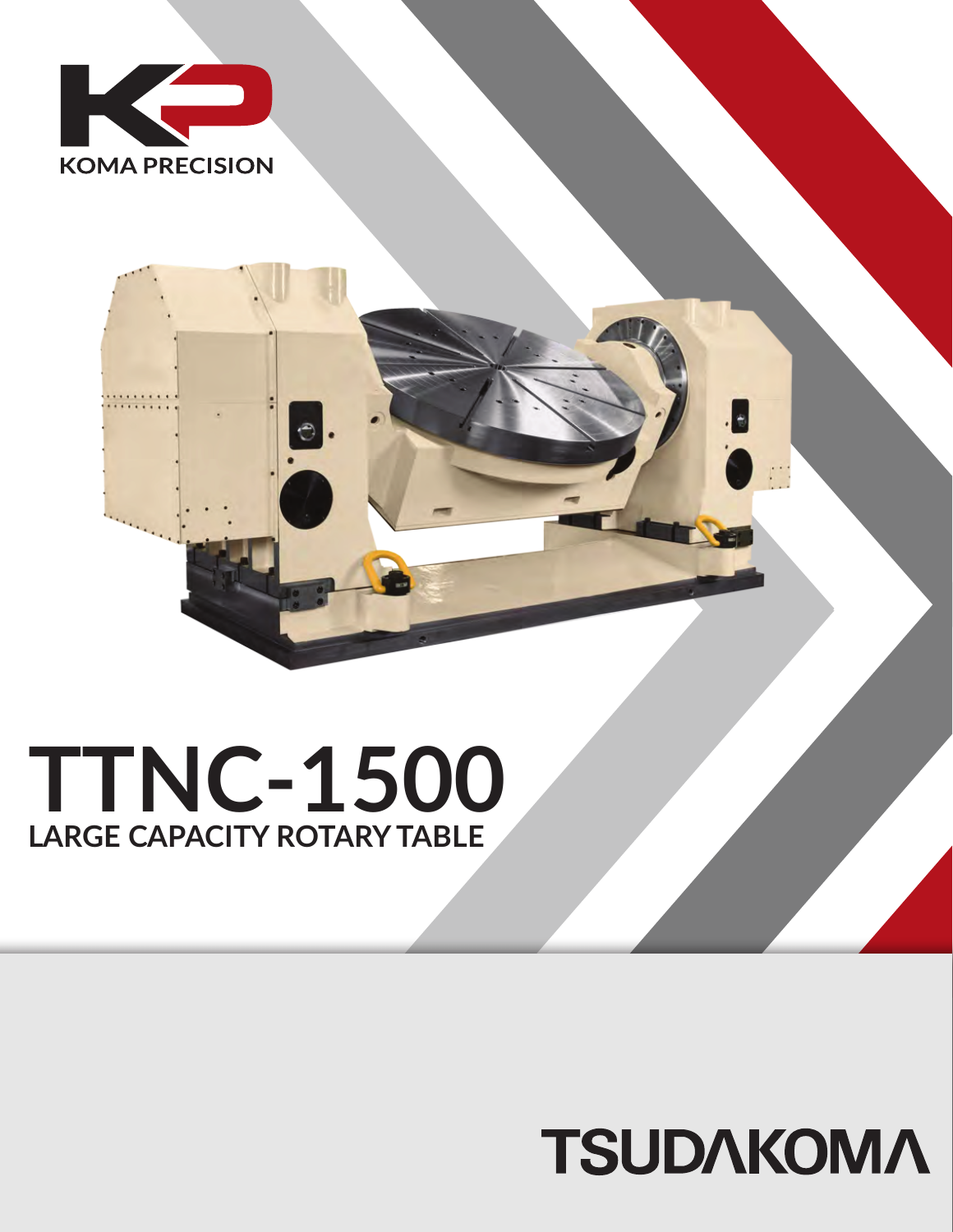KOMA PRECISION

# TTNC-1500

## LARGE CAPACITY ROTARY TABLE

TSUDAKOMA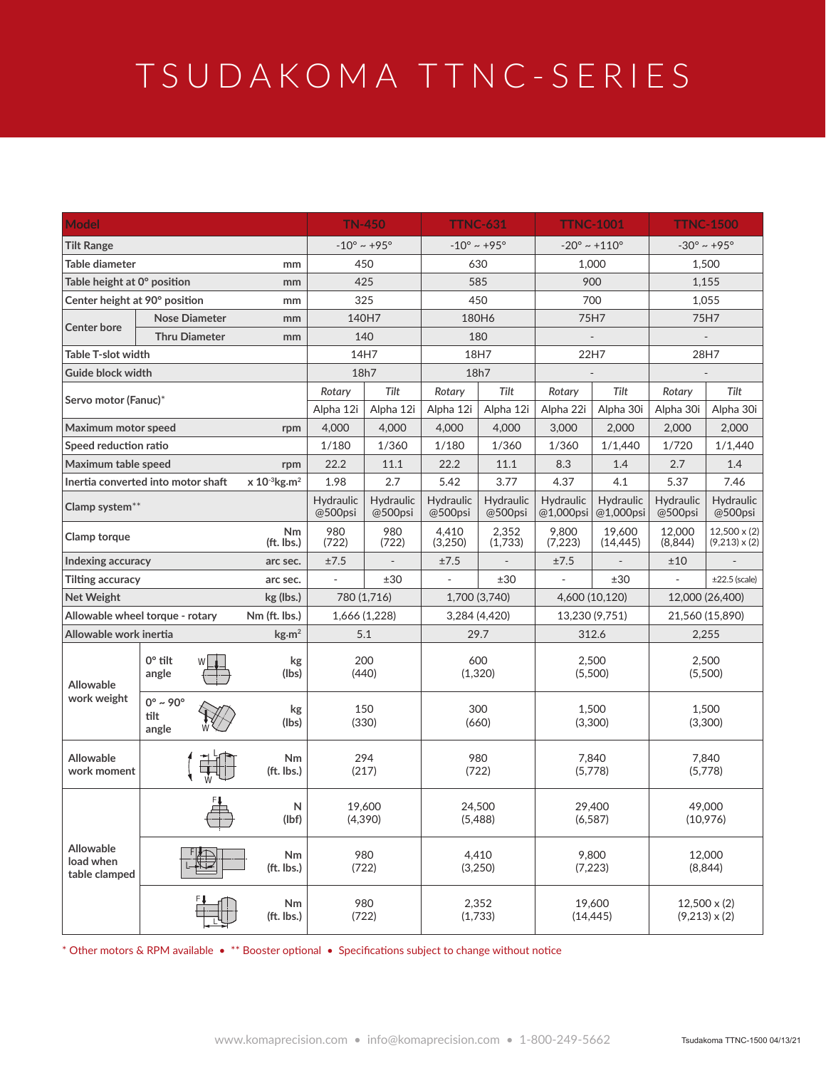# TSUDAKOMA TTNC-SERIES

| Model | | | TN-450 | | TTNC-631 | | TTNC-1001 | | TTNC-1500 | |
|---|---|---|---|---|---|---|---|---|---|---|
| Tilt Range | | | -10° ~ +95° | | -10° ~ +95° | | -20° ~ +110° | | -30° ~ +95° | |
| Table diameter | | mm | 450 | | 630 | | 1,000 | | 1,500 | |
| Table height at 0° position | | mm | 425 | | 585 | | 900 | | 1,155 | |
| Center height at 90° position | | mm | 325 | | 450 | | 700 | | 1,055 | |
| Center bore | Nose Diameter | mm | 140H7 | | 180H6 | | 75H7 | | 75H7 | |
| | Thru Diameter | mm | 140 | | 180 | | - | | - | |
| Table T-slot width | | | 14H7 | | 18H7 | | 22H7 | | 28H7 | |
| Guide block width | | | 18h7 | | 18h7 | | - | | - | |
| Servo motor (Fanuc)* | | | *Rotary* | *Tilt* | *Rotary* | *Tilt* | *Rotary* | *Tilt* | *Rotary* | *Tilt* |
| | | | Alpha 12i | Alpha 12i | Alpha 12i | Alpha 12i | Alpha 22i | Alpha 30i | Alpha 30i | Alpha 30i |
| Maximum motor speed | | rpm | 4,000 | 4,000 | 4,000 | 4,000 | 3,000 | 2,000 | 2,000 | 2,000 |
| Speed reduction ratio | | | 1/180 | 1/360 | 1/180 | 1/360 | 1/360 | 1/1,440 | 1/720 | 1/1,440 |
| Maximum table speed | | rpm | 22.2 | 11.1 | 22.2 | 11.1 | 8.3 | 1.4 | 2.7 | 1.4 |
| Inertia converted into motor shaft | | x $10^{-3}$kg.m$^2$ | 1.98 | 2.7 | 5.42 | 3.77 | 4.37 | 4.1 | 5.37 | 7.46 |
| Clamp system** | | | Hydraulic @500psi | Hydraulic @500psi | Hydraulic @500psi | Hydraulic @500psi | Hydraulic @1,000psi | Hydraulic @1,000psi | Hydraulic @500psi | Hydraulic @500psi |
| Clamp torque | | Nm (ft. lbs.) | 980 (722) | 980 (722) | 4,410 (3,250) | 2,352 (1,733) | 9,800 (7,223) | 19,600 (14,445) | 12,000 (8,844) | 12,500 x (2) (9,213) x (2) |
| Indexing accuracy | | arc sec. | ±7.5 | - | ±7.5 | - | ±7.5 | - | ±10 | - |
| Tilting accuracy | | arc sec. | - | ±30 | - | ±30 | - | ±30 | - | ±22.5 (scale) |
| Net Weight | | kg (lbs.) | 780 (1,716) | | 1,700 (3,740) | | 4,600 (10,120) | | 12,000 (26,400) | |
| Allowable wheel torque - rotary | | Nm (ft. lbs.) | 1,666 (1,228) | | 3,284 (4,420) | | 13,230 (9,751) | | 21,560 (15,890) | |
| Allowable work inertia | | kg·m$^2$ | 5.1 | | 29.7 | | 312.6 | | 2,255 | |
| Allowable work weight | 0° tilt angle | kg (lbs) | 200 (440) | | 600 (1,320) | | 2,500 (5,500) | | 2,500 (5,500) | |
| | 0° ~ 90° tilt angle | kg (lbs) | 150 (330) | | 300 (660) | | 1,500 (3,300) | | 1,500 (3,300) | |
| Allowable work moment | | Nm (ft. lbs.) | 294 (217) | | 980 (722) | | 7,840 (5,778) | | 7,840 (5,778) | |
| Allowable load when table clamped | | N (lbf) | 19,600 (4,390) | | 24,500 (5,488) | | 29,400 (6,587) | | 49,000 (10,976) | |
| | | Nm (ft. lbs.) | 980 (722) | | 4,410 (3,250) | | 9,800 (7,223) | | 12,000 (8,844) | |
| | | Nm (ft. lbs.) | 980 (722) | | 2,352 (1,733) | | 19,600 (14,445) | | 12,500 x (2) (9,213) x (2) | |

\* Other motors & RPM available • ** Booster optional • Specifications subject to change without notice

www.komaprecision.com • info@komaprecision.com • 1-800-249-5662

Tsudakoma TTNC-1500 04/13/21